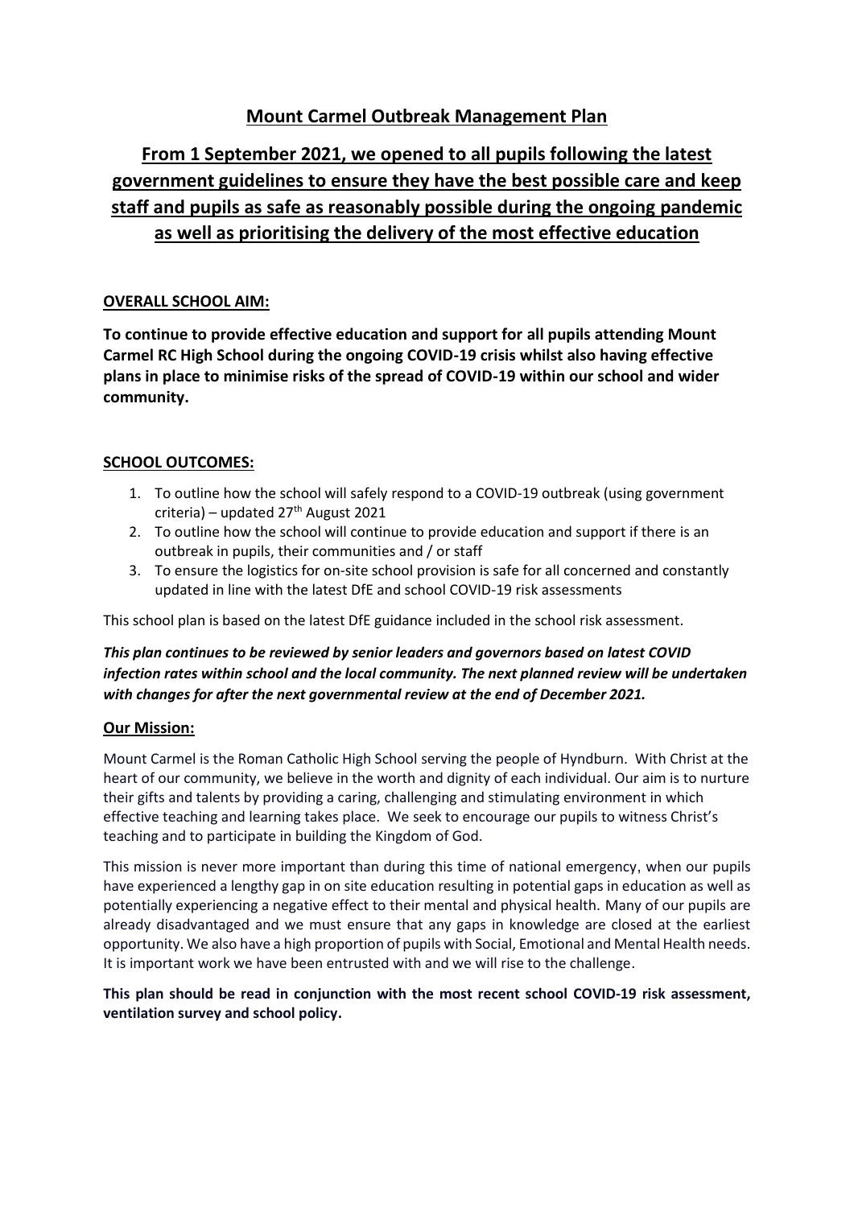# Mount Carmel Outbreak Management Plan

## From 1 September 2021, we opened to all pupils following the latest government guidelines to ensure they have the best possible care and keep staff and pupils as safe as reasonably possible during the ongoing pandemic as well as prioritising the delivery of the most effective education

### OVERALL SCHOOL AIM:

**To continue to provide effective education and support for all pupils attending Mount Carmel RC High School during the ongoing COVID-19 crisis whilst also having effective plans in place to minimise risks of the spread of COVID-19 within our school and wider community.**

### SCHOOL OUTCOMES:

1. To outline how the school will safely respond to a COVID-19 outbreak (using government criteria) – updated 27th August 2021
2. To outline how the school will continue to provide education and support if there is an outbreak in pupils, their communities and / or staff
3. To ensure the logistics for on-site school provision is safe for all concerned and constantly updated in line with the latest DfE and school COVID-19 risk assessments

This school plan is based on the latest DfE guidance included in the school risk assessment.

***This plan continues to be reviewed by senior leaders and governors based on latest COVID infection rates within school and the local community. The next planned review will be undertaken with changes for after the next governmental review at the end of December 2021.***

### Our Mission:

Mount Carmel is the Roman Catholic High School serving the people of Hyndburn. With Christ at the heart of our community, we believe in the worth and dignity of each individual. Our aim is to nurture their gifts and talents by providing a caring, challenging and stimulating environment in which effective teaching and learning takes place. We seek to encourage our pupils to witness Christ's teaching and to participate in building the Kingdom of God.

This mission is never more important than during this time of national emergency, when our pupils have experienced a lengthy gap in on site education resulting in potential gaps in education as well as potentially experiencing a negative effect to their mental and physical health. Many of our pupils are already disadvantaged and we must ensure that any gaps in knowledge are closed at the earliest opportunity. We also have a high proportion of pupils with Social, Emotional and Mental Health needs. It is important work we have been entrusted with and we will rise to the challenge.

**This plan should be read in conjunction with the most recent school COVID-19 risk assessment, ventilation survey and school policy.**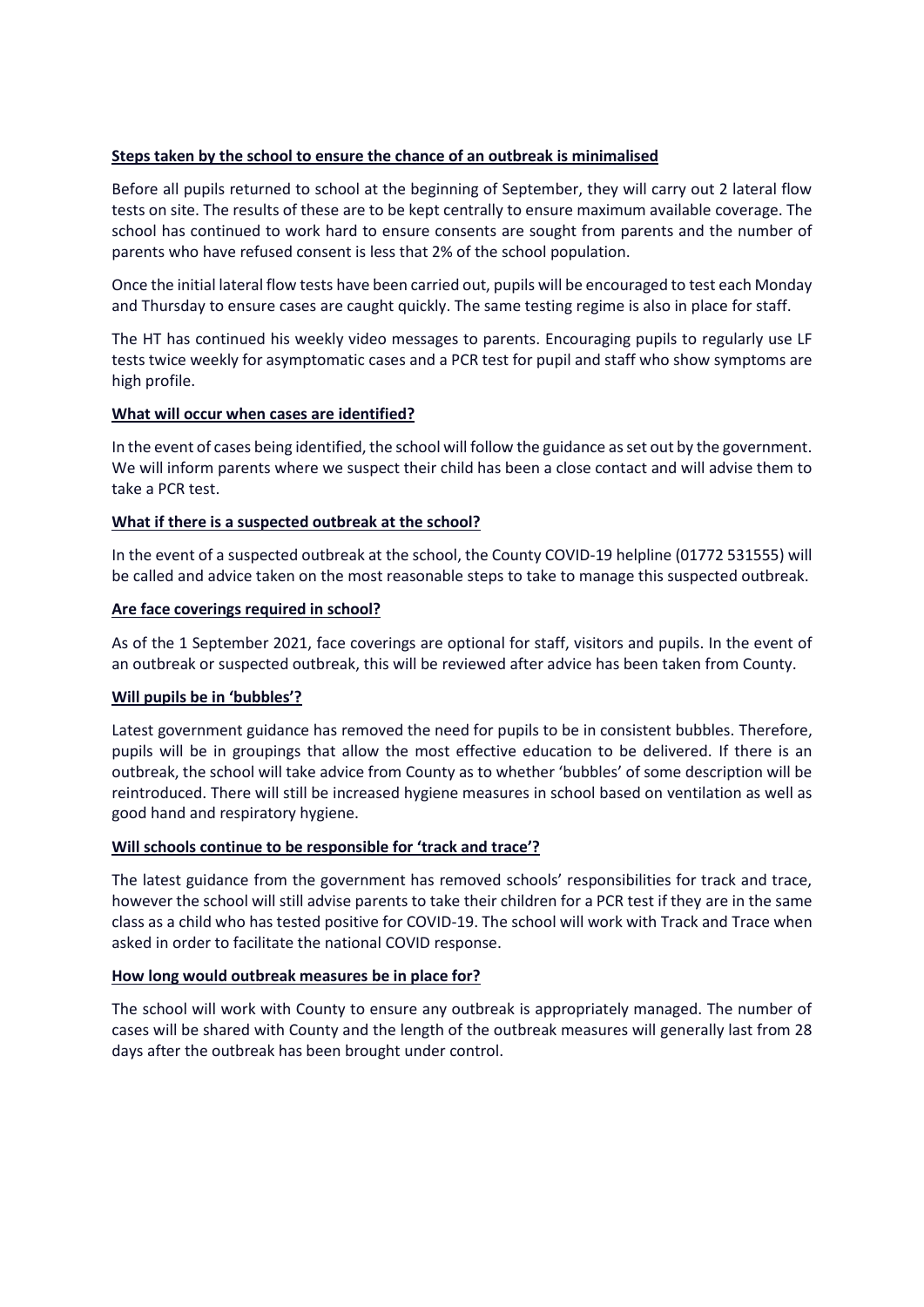**Steps taken by the school to ensure the chance of an outbreak is minimalised**

Before all pupils returned to school at the beginning of September, they will carry out 2 lateral flow tests on site. The results of these are to be kept centrally to ensure maximum available coverage. The school has continued to work hard to ensure consents are sought from parents and the number of parents who have refused consent is less that 2% of the school population.

Once the initial lateral flow tests have been carried out, pupils will be encouraged to test each Monday and Thursday to ensure cases are caught quickly. The same testing regime is also in place for staff.

The HT has continued his weekly video messages to parents. Encouraging pupils to regularly use LF tests twice weekly for asymptomatic cases and a PCR test for pupil and staff who show symptoms are high profile.

**What will occur when cases are identified?**

In the event of cases being identified, the school will follow the guidance as set out by the government. We will inform parents where we suspect their child has been a close contact and will advise them to take a PCR test.

**What if there is a suspected outbreak at the school?**

In the event of a suspected outbreak at the school, the County COVID-19 helpline (01772 531555) will be called and advice taken on the most reasonable steps to take to manage this suspected outbreak.

**Are face coverings required in school?**

As of the 1 September 2021, face coverings are optional for staff, visitors and pupils. In the event of an outbreak or suspected outbreak, this will be reviewed after advice has been taken from County.

**Will pupils be in 'bubbles'?**

Latest government guidance has removed the need for pupils to be in consistent bubbles. Therefore, pupils will be in groupings that allow the most effective education to be delivered. If there is an outbreak, the school will take advice from County as to whether 'bubbles' of some description will be reintroduced. There will still be increased hygiene measures in school based on ventilation as well as good hand and respiratory hygiene.

**Will schools continue to be responsible for 'track and trace'?**

The latest guidance from the government has removed schools' responsibilities for track and trace, however the school will still advise parents to take their children for a PCR test if they are in the same class as a child who has tested positive for COVID-19. The school will work with Track and Trace when asked in order to facilitate the national COVID response.

**How long would outbreak measures be in place for?**

The school will work with County to ensure any outbreak is appropriately managed. The number of cases will be shared with County and the length of the outbreak measures will generally last from 28 days after the outbreak has been brought under control.